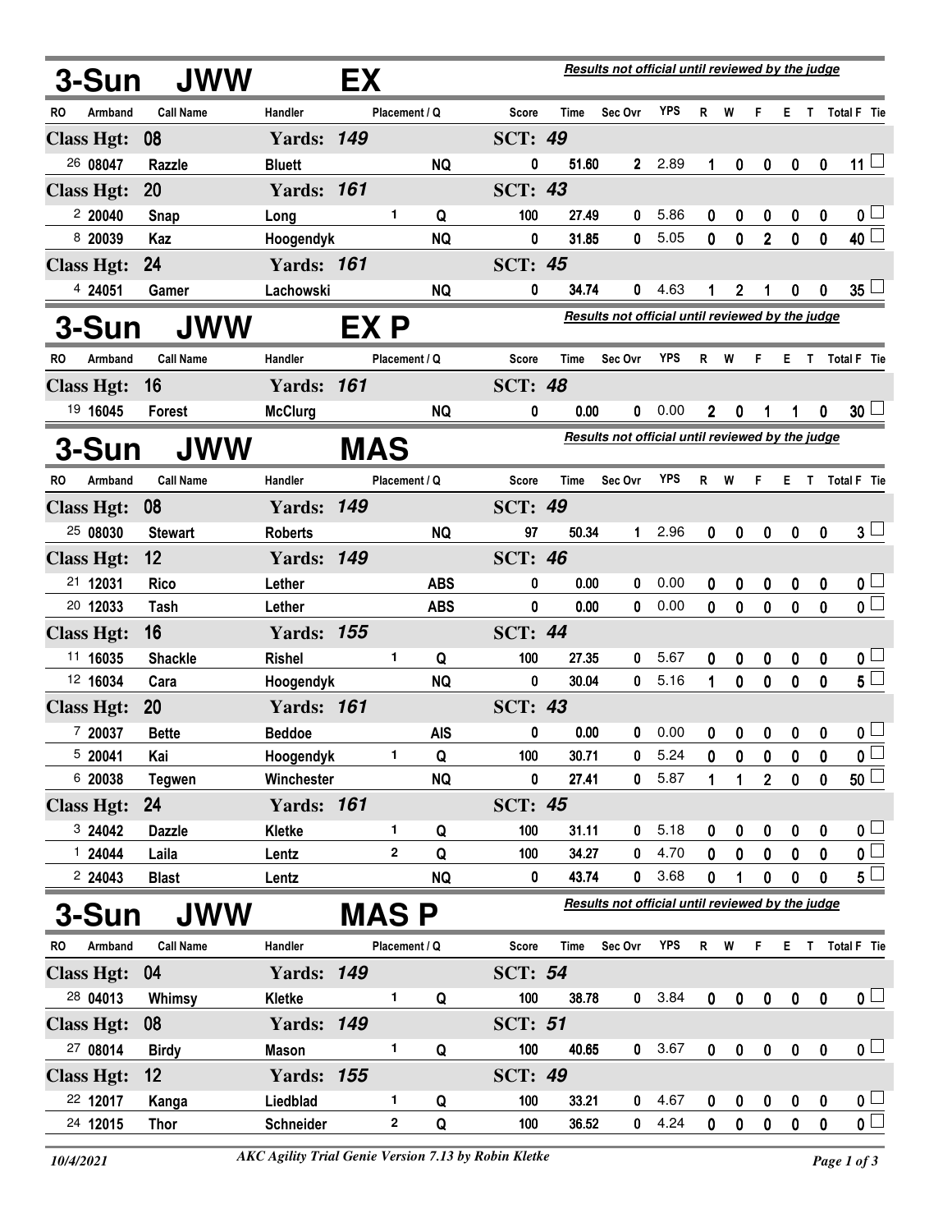## 3-Sun JWW EX

*Results not official until reviewed by the judge*

| RO | Armband | Call Name | Handler | Placement | Q | Score | Time | Sec Ovr | YPS | R | W | F | E | T | Total F | Tie |
|---|---|---|---|---|---|---|---|---|---|---|---|---|---|---|---|---|
| **Class Hgt: 08** | | | **Yards: 149** | | | **SCT: 49** | | | | | | | | | | |
| 26 | 08047 | Razzle | Bluett | | NQ | 0 | 51.60 | 2 | 2.89 | 1 | 0 | 0 | 0 | 0 | 11 | ☐ |
| **Class Hgt: 20** | | | **Yards: 161** | | | **SCT: 43** | | | | | | | | | | |
| 2 | 20040 | Snap | Long | 1 | Q | 100 | 27.49 | 0 | 5.86 | 0 | 0 | 0 | 0 | 0 | 0 | ☐ |
| 8 | 20039 | Kaz | Hoogendyk | | NQ | 0 | 31.85 | 0 | 5.05 | 0 | 0 | 2 | 0 | 0 | 40 | ☐ |
| **Class Hgt: 24** | | | **Yards: 161** | | | **SCT: 45** | | | | | | | | | | |
| 4 | 24051 | Gamer | Lachowski | | NQ | 0 | 34.74 | 0 | 4.63 | 1 | 2 | 1 | 0 | 0 | 35 | ☐ |

## 3-Sun JWW EX P

*Results not official until reviewed by the judge*

| RO | Armband | Call Name | Handler | Placement | Q | Score | Time | Sec Ovr | YPS | R | W | F | E | T | Total F | Tie |
|---|---|---|---|---|---|---|---|---|---|---|---|---|---|---|---|---|
| **Class Hgt: 16** | | | **Yards: 161** | | | **SCT: 48** | | | | | | | | | | |
| 19 | 16045 | Forest | McClurg | | NQ | 0 | 0.00 | 0 | 0.00 | 2 | 0 | 1 | 1 | 0 | 30 | ☐ |

## 3-Sun JWW MAS

*Results not official until reviewed by the judge*

| RO | Armband | Call Name | Handler | Placement | Q | Score | Time | Sec Ovr | YPS | R | W | F | E | T | Total F | Tie |
|---|---|---|---|---|---|---|---|---|---|---|---|---|---|---|---|---|
| **Class Hgt: 08** | | | **Yards: 149** | | | **SCT: 49** | | | | | | | | | | |
| 25 | 08030 | Stewart | Roberts | | NQ | 97 | 50.34 | 1 | 2.96 | 0 | 0 | 0 | 0 | 0 | 3 | ☐ |
| **Class Hgt: 12** | | | **Yards: 149** | | | **SCT: 46** | | | | | | | | | | |
| 21 | 12031 | Rico | Lether | | ABS | 0 | 0.00 | 0 | 0.00 | 0 | 0 | 0 | 0 | 0 | 0 | ☐ |
| 20 | 12033 | Tash | Lether | | ABS | 0 | 0.00 | 0 | 0.00 | 0 | 0 | 0 | 0 | 0 | 0 | ☐ |
| **Class Hgt: 16** | | | **Yards: 155** | | | **SCT: 44** | | | | | | | | | | |
| 11 | 16035 | Shackle | Rishel | 1 | Q | 100 | 27.35 | 0 | 5.67 | 0 | 0 | 0 | 0 | 0 | 0 | ☐ |
| 12 | 16034 | Cara | Hoogendyk | | NQ | 0 | 30.04 | 0 | 5.16 | 1 | 0 | 0 | 0 | 0 | 5 | ☐ |
| **Class Hgt: 20** | | | **Yards: 161** | | | **SCT: 43** | | | | | | | | | | |
| 7 | 20037 | Bette | Beddoe | | AIS | 0 | 0.00 | 0 | 0.00 | 0 | 0 | 0 | 0 | 0 | 0 | ☐ |
| 5 | 20041 | Kai | Hoogendyk | 1 | Q | 100 | 30.71 | 0 | 5.24 | 0 | 0 | 0 | 0 | 0 | 0 | ☐ |
| 6 | 20038 | Tegwen | Winchester | | NQ | 0 | 27.41 | 0 | 5.87 | 1 | 1 | 2 | 0 | 0 | 50 | ☐ |
| **Class Hgt: 24** | | | **Yards: 161** | | | **SCT: 45** | | | | | | | | | | |
| 3 | 24042 | Dazzle | Kletke | 1 | Q | 100 | 31.11 | 0 | 5.18 | 0 | 0 | 0 | 0 | 0 | 0 | ☐ |
| 1 | 24044 | Laila | Lentz | 2 | Q | 100 | 34.27 | 0 | 4.70 | 0 | 0 | 0 | 0 | 0 | 0 | ☐ |
| 2 | 24043 | Blast | Lentz | | NQ | 0 | 43.74 | 0 | 3.68 | 0 | 1 | 0 | 0 | 0 | 5 | ☐ |

## 3-Sun JWW MAS P

*Results not official until reviewed by the judge*

| RO | Armband | Call Name | Handler | Placement | Q | Score | Time | Sec Ovr | YPS | R | W | F | E | T | Total F | Tie |
|---|---|---|---|---|---|---|---|---|---|---|---|---|---|---|---|---|
| **Class Hgt: 04** | | | **Yards: 149** | | | **SCT: 54** | | | | | | | | | | |
| 28 | 04013 | Whimsy | Kletke | 1 | Q | 100 | 38.78 | 0 | 3.84 | 0 | 0 | 0 | 0 | 0 | 0 | ☐ |
| **Class Hgt: 08** | | | **Yards: 149** | | | **SCT: 51** | | | | | | | | | | |
| 27 | 08014 | Birdy | Mason | 1 | Q | 100 | 40.65 | 0 | 3.67 | 0 | 0 | 0 | 0 | 0 | 0 | ☐ |
| **Class Hgt: 12** | | | **Yards: 155** | | | **SCT: 49** | | | | | | | | | | |
| 22 | 12017 | Kanga | Liedblad | 1 | Q | 100 | 33.21 | 0 | 4.67 | 0 | 0 | 0 | 0 | 0 | 0 | ☐ |
| 24 | 12015 | Thor | Schneider | 2 | Q | 100 | 36.52 | 0 | 4.24 | 0 | 0 | 0 | 0 | 0 | 0 | ☐ |

*10/4/2021* — *AKC Agility Trial Genie Version 7.13 by Robin Kletke*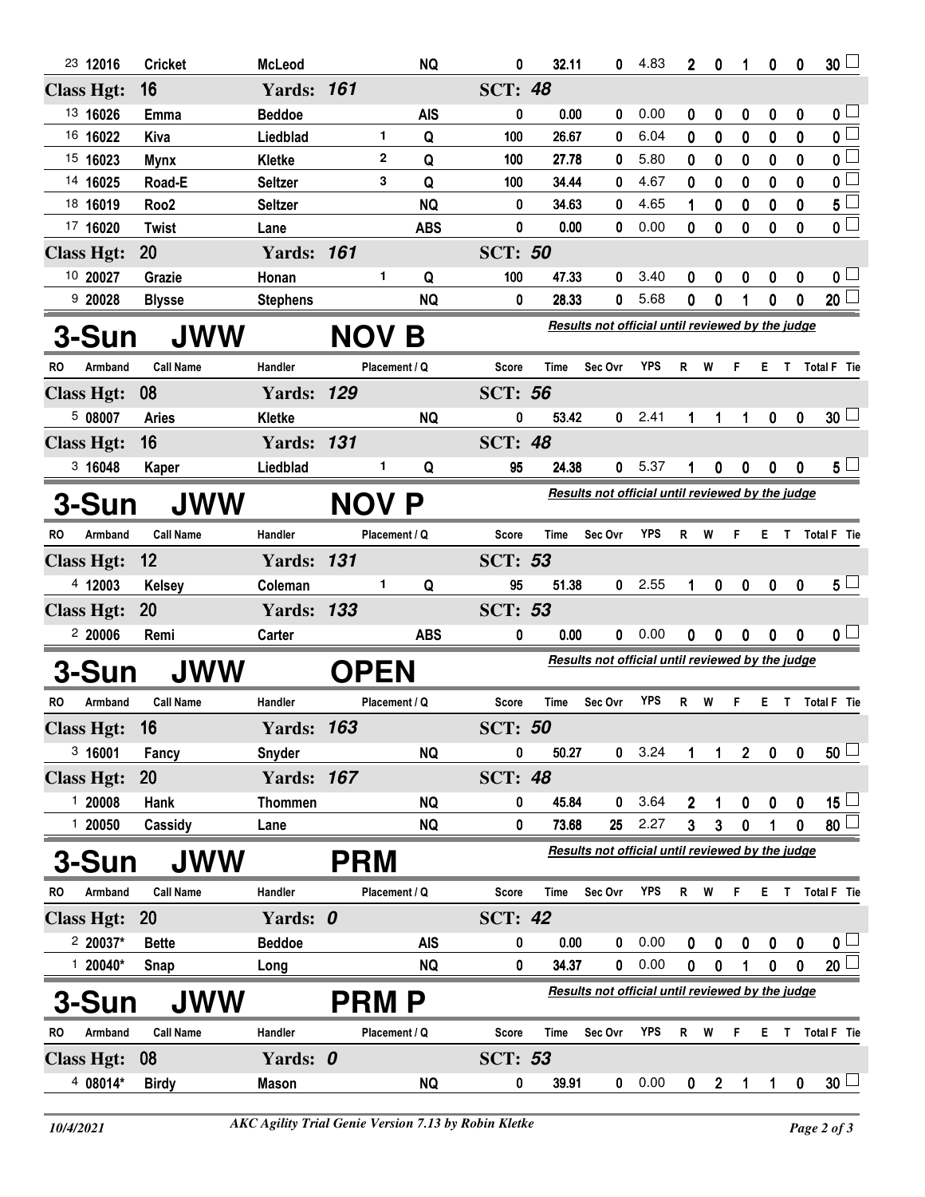| RO | Armband | Call Name | Handler | Placement / Q | | Score | Time | Sec Ovr | YPS | R | W | F | E | T | Total F | Tie |
|---|---|---|---|---|---|---|---|---|---|---|---|---|---|---|---|---|
| 23 | 12016 | Cricket | McLeod | | NQ | 0 | 32.11 | 0 | 4.83 | 2 | 0 | 1 | 0 | 0 | 30 | |
| **Class Hgt: 16** | | | **Yards: 161** | | | **SCT: 48** | | | | | | | | | | |
| 13 | 16026 | Emma | Beddoe | | AIS | 0 | 0.00 | 0 | 0.00 | 0 | 0 | 0 | 0 | 0 | 0 | |
| 16 | 16022 | Kiva | Liedblad | 1 | Q | 100 | 26.67 | 0 | 6.04 | 0 | 0 | 0 | 0 | 0 | 0 | |
| 15 | 16023 | Mynx | Kletke | 2 | Q | 100 | 27.78 | 0 | 5.80 | 0 | 0 | 0 | 0 | 0 | 0 | |
| 14 | 16025 | Road-E | Seltzer | 3 | Q | 100 | 34.44 | 0 | 4.67 | 0 | 0 | 0 | 0 | 0 | 0 | |
| 18 | 16019 | Roo2 | Seltzer | | NQ | 0 | 34.63 | 0 | 4.65 | 1 | 0 | 0 | 0 | 0 | 5 | |
| 17 | 16020 | Twist | Lane | | ABS | 0 | 0.00 | 0 | 0.00 | 0 | 0 | 0 | 0 | 0 | 0 | |
| **Class Hgt: 20** | | | **Yards: 161** | | | **SCT: 50** | | | | | | | | | | |
| 10 | 20027 | Grazie | Honan | 1 | Q | 100 | 47.33 | 0 | 3.40 | 0 | 0 | 0 | 0 | 0 | 0 | |
| 9 | 20028 | Blysse | Stephens | | NQ | 0 | 28.33 | 0 | 5.68 | 0 | 0 | 1 | 0 | 0 | 20 | |

## 3-Sun JWW NOV B

*Results not official until reviewed by the judge*

| RO | Armband | Call Name | Handler | Placement / Q | | Score | Time | Sec Ovr | YPS | R | W | F | E | T | Total F | Tie |
|---|---|---|---|---|---|---|---|---|---|---|---|---|---|---|---|---|
| **Class Hgt: 08** | | | **Yards: 129** | | | **SCT: 56** | | | | | | | | | | |
| 5 | 08007 | Aries | Kletke | | NQ | 0 | 53.42 | 0 | 2.41 | 1 | 1 | 1 | 0 | 0 | 30 | |
| **Class Hgt: 16** | | | **Yards: 131** | | | **SCT: 48** | | | | | | | | | | |
| 3 | 16048 | Kaper | Liedblad | 1 | Q | 95 | 24.38 | 0 | 5.37 | 1 | 0 | 0 | 0 | 0 | 5 | |

## 3-Sun JWW NOV P

*Results not official until reviewed by the judge*

| RO | Armband | Call Name | Handler | Placement / Q | | Score | Time | Sec Ovr | YPS | R | W | F | E | T | Total F | Tie |
|---|---|---|---|---|---|---|---|---|---|---|---|---|---|---|---|---|
| **Class Hgt: 12** | | | **Yards: 131** | | | **SCT: 53** | | | | | | | | | | |
| 4 | 12003 | Kelsey | Coleman | 1 | Q | 95 | 51.38 | 0 | 2.55 | 1 | 0 | 0 | 0 | 0 | 5 | |
| **Class Hgt: 20** | | | **Yards: 133** | | | **SCT: 53** | | | | | | | | | | |
| 2 | 20006 | Remi | Carter | | ABS | 0 | 0.00 | 0 | 0.00 | 0 | 0 | 0 | 0 | 0 | 0 | |

## 3-Sun JWW OPEN

*Results not official until reviewed by the judge*

| RO | Armband | Call Name | Handler | Placement / Q | | Score | Time | Sec Ovr | YPS | R | W | F | E | T | Total F | Tie |
|---|---|---|---|---|---|---|---|---|---|---|---|---|---|---|---|---|
| **Class Hgt: 16** | | | **Yards: 163** | | | **SCT: 50** | | | | | | | | | | |
| 3 | 16001 | Fancy | Snyder | | NQ | 0 | 50.27 | 0 | 3.24 | 1 | 1 | 2 | 0 | 0 | 50 | |
| **Class Hgt: 20** | | | **Yards: 167** | | | **SCT: 48** | | | | | | | | | | |
| 1 | 20008 | Hank | Thommen | | NQ | 0 | 45.84 | 0 | 3.64 | 2 | 1 | 0 | 0 | 0 | 15 | |
| 1 | 20050 | Cassidy | Lane | | NQ | 0 | 73.68 | 25 | 2.27 | 3 | 3 | 0 | 1 | 0 | 80 | |

## 3-Sun JWW PRM

*Results not official until reviewed by the judge*

| RO | Armband | Call Name | Handler | Placement / Q | | Score | Time | Sec Ovr | YPS | R | W | F | E | T | Total F | Tie |
|---|---|---|---|---|---|---|---|---|---|---|---|---|---|---|---|---|
| **Class Hgt: 20** | | | **Yards: 0** | | | **SCT: 42** | | | | | | | | | | |
| 2 | 20037* | Bette | Beddoe | | AIS | 0 | 0.00 | 0 | 0.00 | 0 | 0 | 0 | 0 | 0 | 0 | |
| 1 | 20040* | Snap | Long | | NQ | 0 | 34.37 | 0 | 0.00 | 0 | 0 | 1 | 0 | 0 | 20 | |

## 3-Sun JWW PRM P

*Results not official until reviewed by the judge*

| RO | Armband | Call Name | Handler | Placement / Q | | Score | Time | Sec Ovr | YPS | R | W | F | E | T | Total F | Tie |
|---|---|---|---|---|---|---|---|---|---|---|---|---|---|---|---|---|
| **Class Hgt: 08** | | | **Yards: 0** | | | **SCT: 53** | | | | | | | | | | |
| 4 | 08014* | Birdy | Mason | | NQ | 0 | 39.91 | 0 | 0.00 | 0 | 2 | 1 | 1 | 0 | 30 | |

10/4/2021 — *AKC Agility Trial Genie Version 7.13 by Robin Kletke*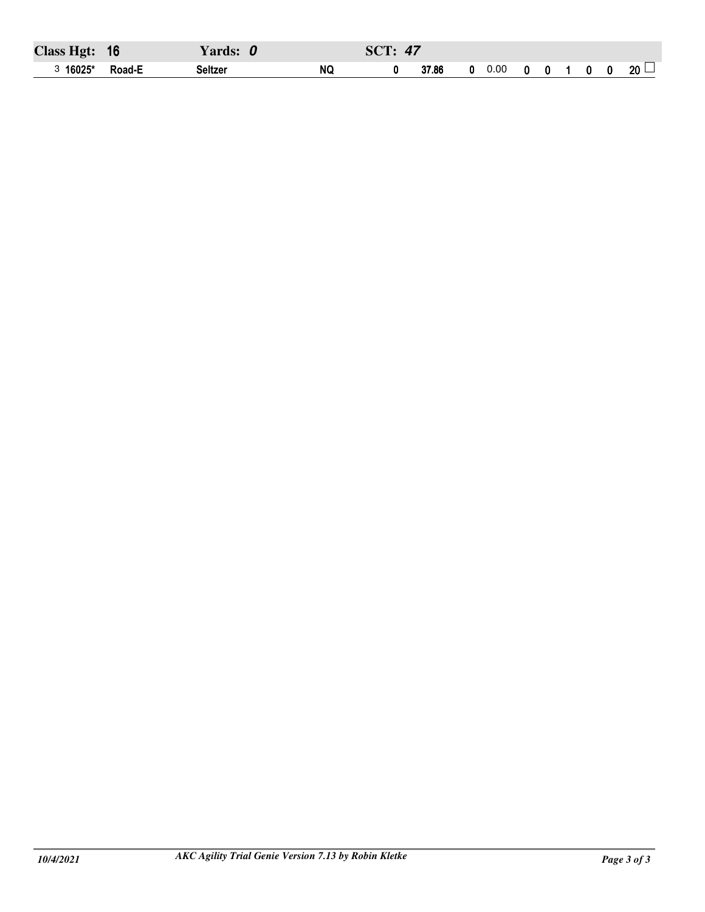**Class Hgt: 16** **Yards: *0*** **SCT: *47***

| | | | | | | | | | | | | | | | |
|---|---|---|---|---|---|---|---|---|---|---|---|---|---|---|---|
| 3 | **16025*** | **Road-E** | **Seltzer** | **NQ** | **0** | **37.86** | **0** | 0.00 | **0** | **0** | **1** | **0** | **0** | **20** | ☐ |